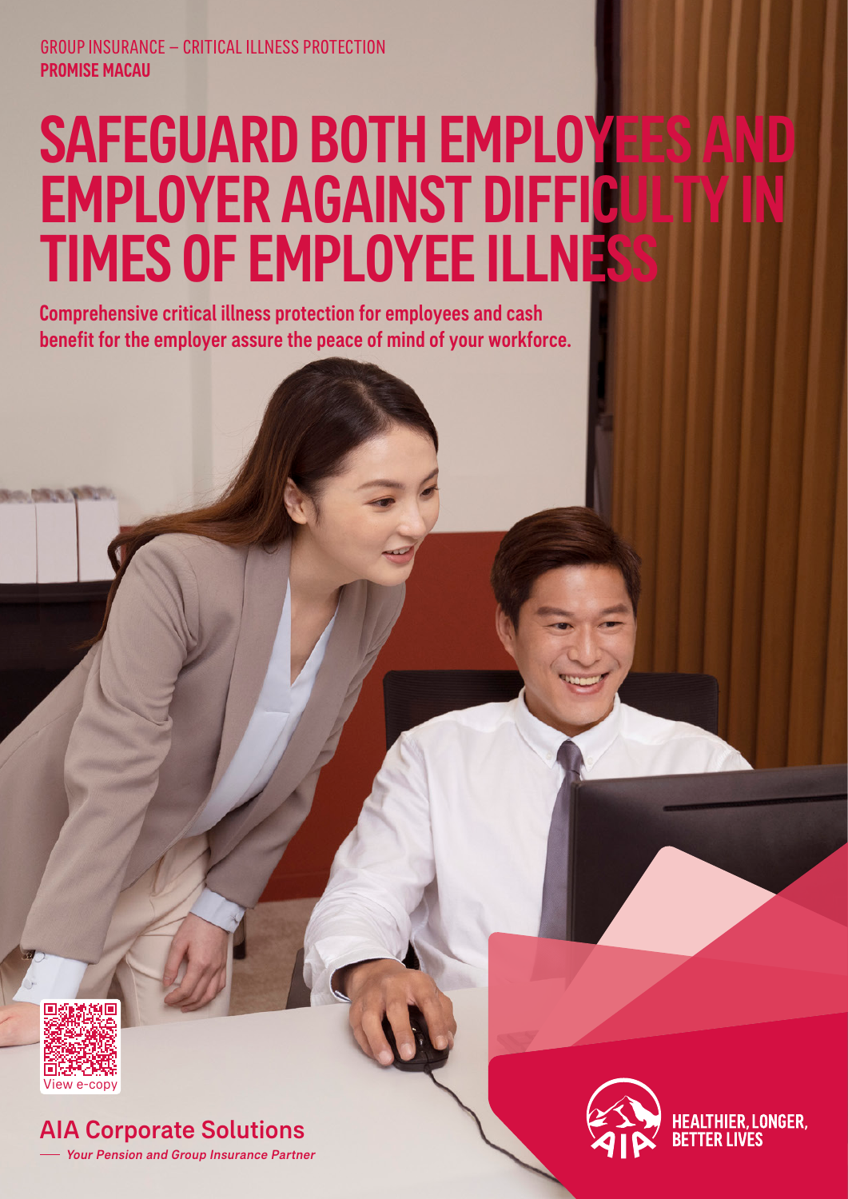GROUP INSURANCE – CRITICAL ILLNESS PROTECTION
**PROMISE MACAU**

# SAFEGUARD BOTH EMPLOYEES AND EMPLOYER AGAINST DIFFICULTY IN TIMES OF EMPLOYEE ILLNESS

**Comprehensive critical illness protection for employees and cash benefit for the employer assure the peace of mind of your workforce.**

View e-copy

AIA Corporate Solutions

*Your Pension and Group Insurance Partner*

HEALTHIER, LONGER, BETTER LIVES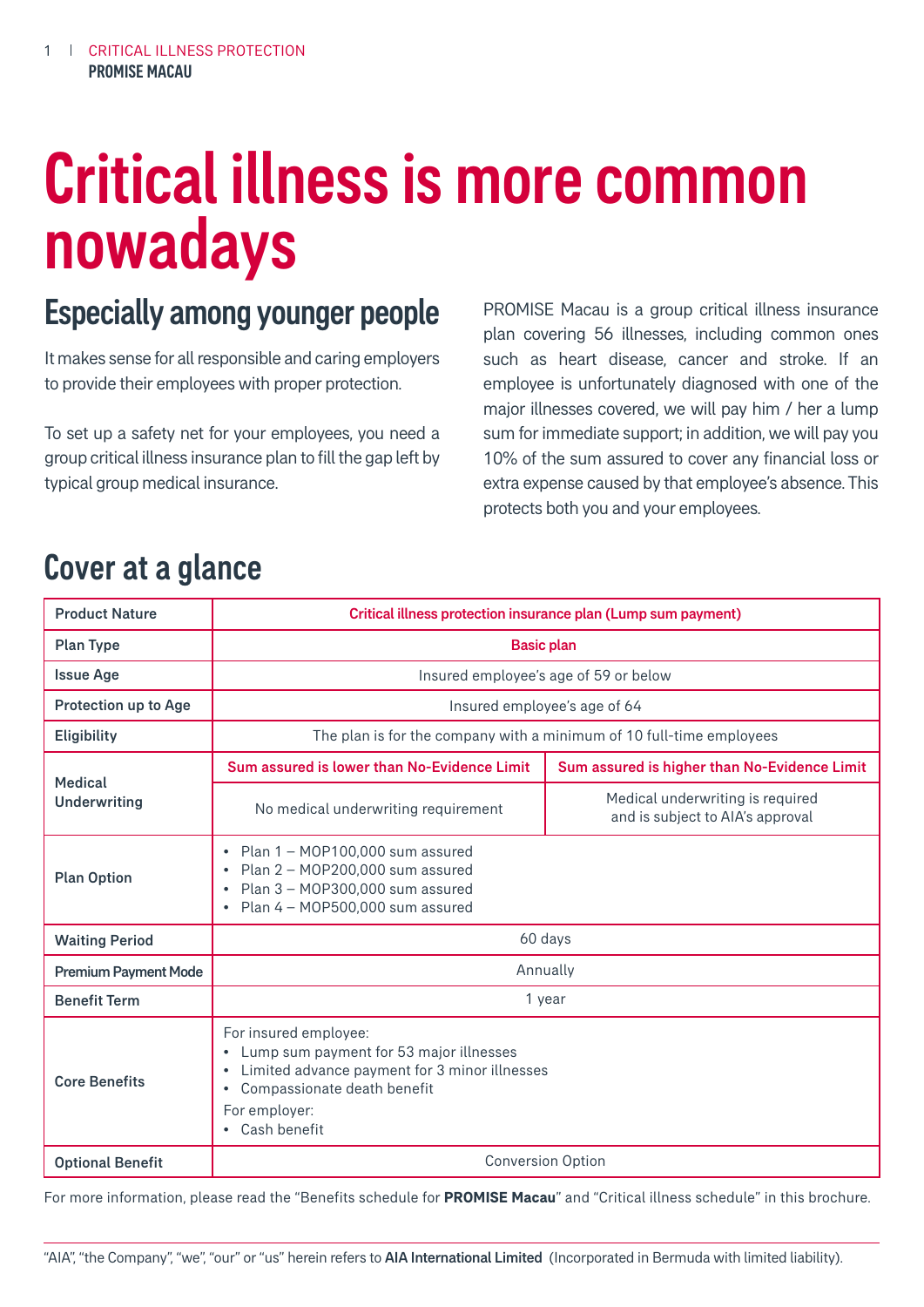# Critical illness is more common nowadays

## Especially among younger people

It makes sense for all responsible and caring employers to provide their employees with proper protection.

To set up a safety net for your employees, you need a group critical illness insurance plan to fill the gap left by typical group medical insurance.

PROMISE Macau is a group critical illness insurance plan covering 56 illnesses, including common ones such as heart disease, cancer and stroke. If an employee is unfortunately diagnosed with one of the major illnesses covered, we will pay him / her a lump sum for immediate support; in addition, we will pay you 10% of the sum assured to cover any financial loss or extra expense caused by that employee's absence. This protects both you and your employees.

## Cover at a glance

| Product Nature | Critical illness protection insurance plan (Lump sum payment) | |
|---|---|---|
| Plan Type | Basic plan | |
| Issue Age | Insured employee's age of 59 or below | |
| Protection up to Age | Insured employee's age of 64 | |
| Eligibility | The plan is for the company with a minimum of 10 full-time employees | |
| Medical Underwriting | Sum assured is lower than No-Evidence Limit | Sum assured is higher than No-Evidence Limit |
| | No medical underwriting requirement | Medical underwriting is required and is subject to AIA's approval |
| Plan Option | • Plan 1 – MOP100,000 sum assured<br>• Plan 2 – MOP200,000 sum assured<br>• Plan 3 – MOP300,000 sum assured<br>• Plan 4 – MOP500,000 sum assured | |
| Waiting Period | 60 days | |
| Premium Payment Mode | Annually | |
| Benefit Term | 1 year | |
| Core Benefits | For insured employee:<br>• Lump sum payment for 53 major illnesses<br>• Limited advance payment for 3 minor illnesses<br>• Compassionate death benefit<br>For employer:<br>• Cash benefit | |
| Optional Benefit | Conversion Option | |

For more information, please read the "Benefits schedule for **PROMISE Macau**" and "Critical illness schedule" in this brochure.

"AIA", "the Company", "we", "our" or "us" herein refers to **AIA International Limited** (Incorporated in Bermuda with limited liability).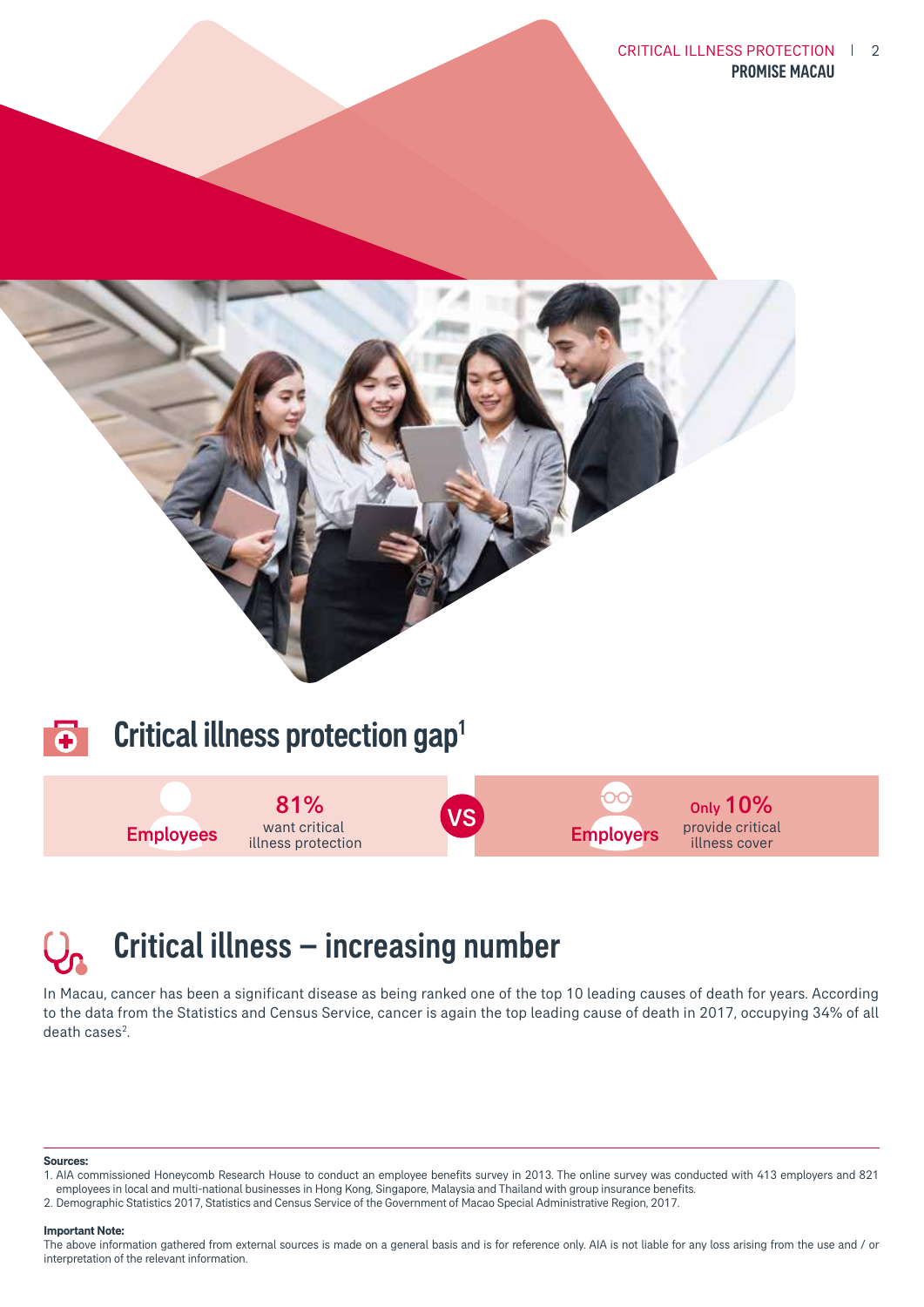## Critical illness protection gap[1]

| Employees | Employers |
|---|---|
| **81%** want critical illness protection | **Only 10%** provide critical illness cover |

VS

## Critical illness – increasing number

In Macau, cancer has been a significant disease as being ranked one of the top 10 leading causes of death for years. According to the data from the Statistics and Census Service, cancer is again the top leading cause of death in 2017, occupying 34% of all death cases[2].

**Sources:**

1. AIA commissioned Honeycomb Research House to conduct an employee benefits survey in 2013. The online survey was conducted with 413 employers and 821 employees in local and multi-national businesses in Hong Kong, Singapore, Malaysia and Thailand with group insurance benefits.
2. Demographic Statistics 2017, Statistics and Census Service of the Government of Macao Special Administrative Region, 2017.

**Important Note:**

The above information gathered from external sources is made on a general basis and is for reference only. AIA is not liable for any loss arising from the use and / or interpretation of the relevant information.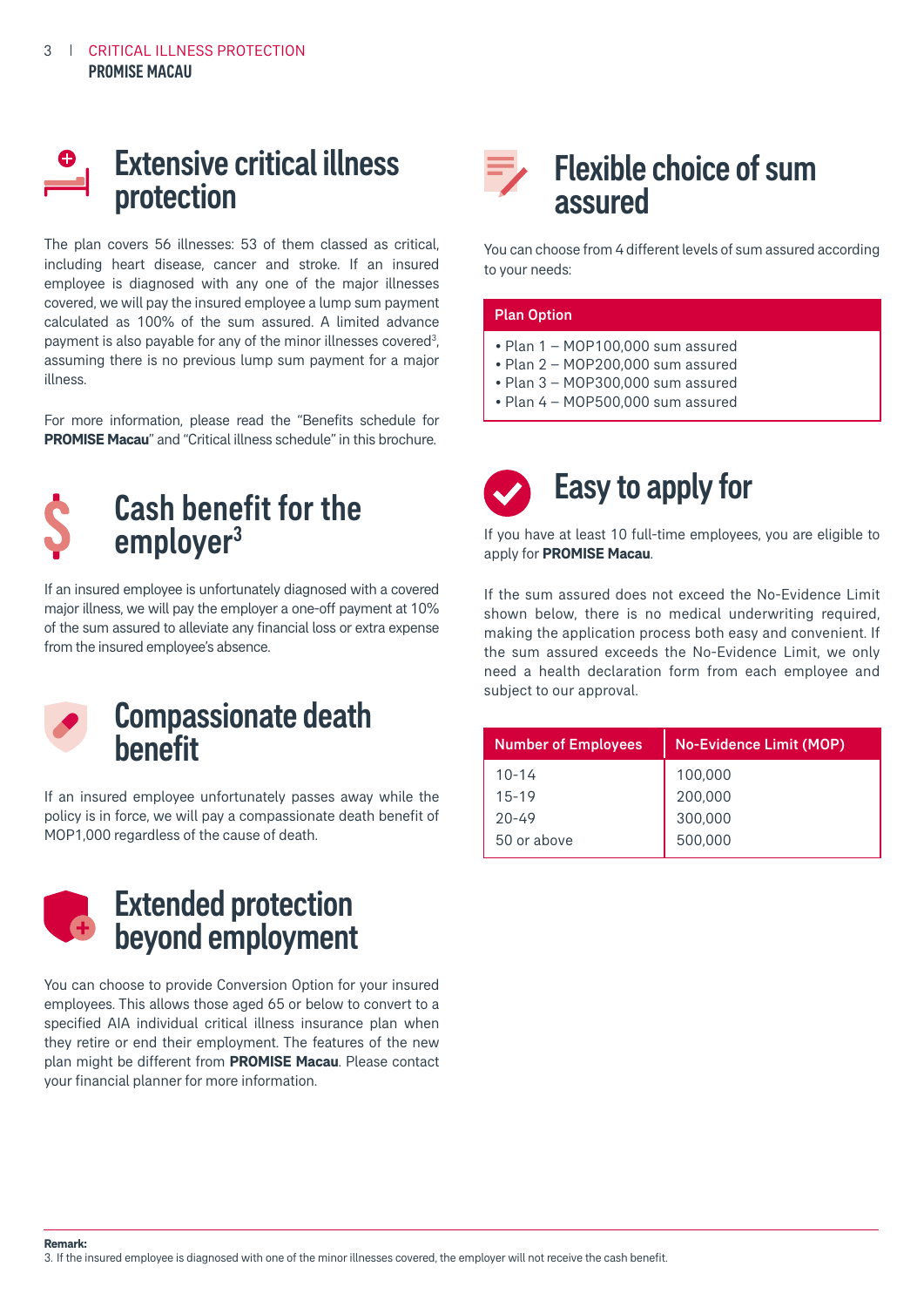## Extensive critical illness protection

The plan covers 56 illnesses: 53 of them classed as critical, including heart disease, cancer and stroke. If an insured employee is diagnosed with any one of the major illnesses covered, we will pay the insured employee a lump sum payment calculated as 100% of the sum assured. A limited advance payment is also payable for any of the minor illnesses covered[3], assuming there is no previous lump sum payment for a major illness.

For more information, please read the "Benefits schedule for **PROMISE Macau**" and "Critical illness schedule" in this brochure.

## Cash benefit for the employer[3]

If an insured employee is unfortunately diagnosed with a covered major illness, we will pay the employer a one-off payment at 10% of the sum assured to alleviate any financial loss or extra expense from the insured employee's absence.

## Compassionate death benefit

If an insured employee unfortunately passes away while the policy is in force, we will pay a compassionate death benefit of MOP1,000 regardless of the cause of death.

## Extended protection beyond employment

You can choose to provide Conversion Option for your insured employees. This allows those aged 65 or below to convert to a specified AIA individual critical illness insurance plan when they retire or end their employment. The features of the new plan might be different from **PROMISE Macau**. Please contact your financial planner for more information.

## Flexible choice of sum assured

You can choose from 4 different levels of sum assured according to your needs:

| Plan Option |
|---|
| • Plan 1 – MOP100,000 sum assured<br>• Plan 2 – MOP200,000 sum assured<br>• Plan 3 – MOP300,000 sum assured<br>• Plan 4 – MOP500,000 sum assured |

## Easy to apply for

If you have at least 10 full-time employees, you are eligible to apply for **PROMISE Macau**.

If the sum assured does not exceed the No-Evidence Limit shown below, there is no medical underwriting required, making the application process both easy and convenient. If the sum assured exceeds the No-Evidence Limit, we only need a health declaration form from each employee and subject to our approval.

| Number of Employees | No-Evidence Limit (MOP) |
|---|---|
| 10-14 | 100,000 |
| 15-19 | 200,000 |
| 20-49 | 300,000 |
| 50 or above | 500,000 |

**Remark:**

3. If the insured employee is diagnosed with one of the minor illnesses covered, the employer will not receive the cash benefit.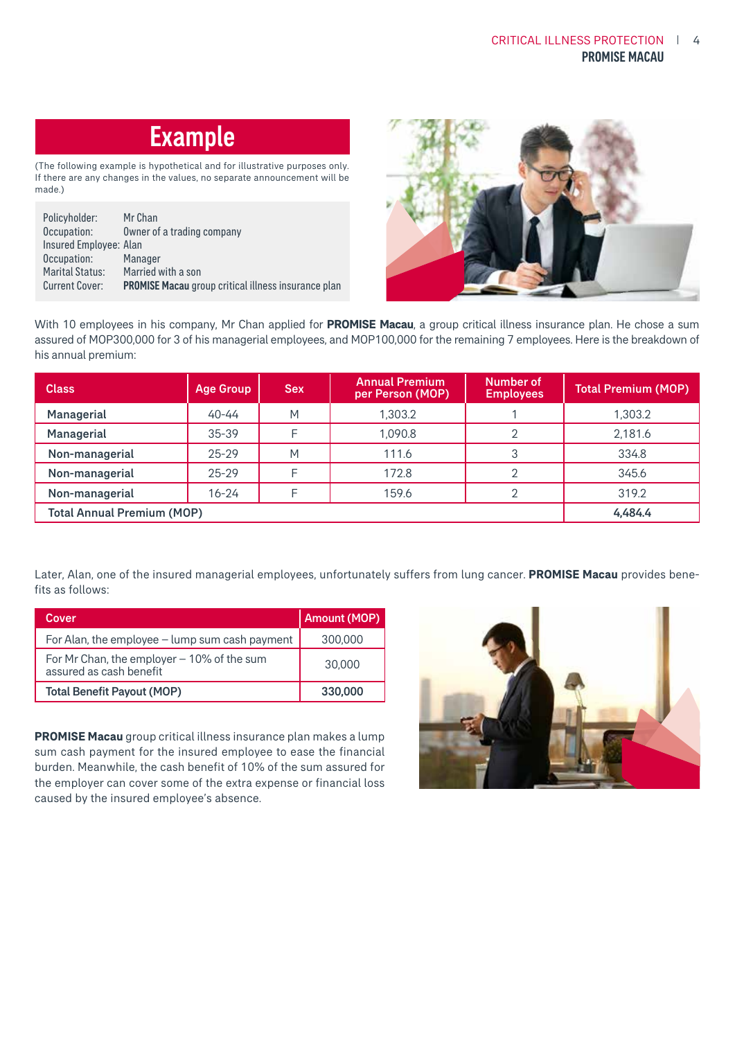# Example

(The following example is hypothetical and for illustrative purposes only. If there are any changes in the values, no separate announcement will be made.)

Policyholder: Mr Chan
Occupation: Owner of a trading company
Insured Employee: Alan
Occupation: Manager
Marital Status: Married with a son
Current Cover: **PROMISE Macau** group critical illness insurance plan

With 10 employees in his company, Mr Chan applied for **PROMISE Macau**, a group critical illness insurance plan. He chose a sum assured of MOP300,000 for 3 of his managerial employees, and MOP100,000 for the remaining 7 employees. Here is the breakdown of his annual premium:

| Class | Age Group | Sex | Annual Premium per Person (MOP) | Number of Employees | Total Premium (MOP) |
|---|---|---|---|---|---|
| Managerial | 40-44 | M | 1,303.2 | 1 | 1,303.2 |
| Managerial | 35-39 | F | 1,090.8 | 2 | 2,181.6 |
| Non-managerial | 25-29 | M | 111.6 | 3 | 334.8 |
| Non-managerial | 25-29 | F | 172.8 | 2 | 345.6 |
| Non-managerial | 16-24 | F | 159.6 | 2 | 319.2 |
| **Total Annual Premium (MOP)** | | | | | **4,484.4** |

Later, Alan, one of the insured managerial employees, unfortunately suffers from lung cancer. **PROMISE Macau** provides benefits as follows:

| Cover | Amount (MOP) |
|---|---|
| For Alan, the employee – lump sum cash payment | 300,000 |
| For Mr Chan, the employer – 10% of the sum assured as cash benefit | 30,000 |
| **Total Benefit Payout (MOP)** | **330,000** |

**PROMISE Macau** group critical illness insurance plan makes a lump sum cash payment for the insured employee to ease the financial burden. Meanwhile, the cash benefit of 10% of the sum assured for the employer can cover some of the extra expense or financial loss caused by the insured employee's absence.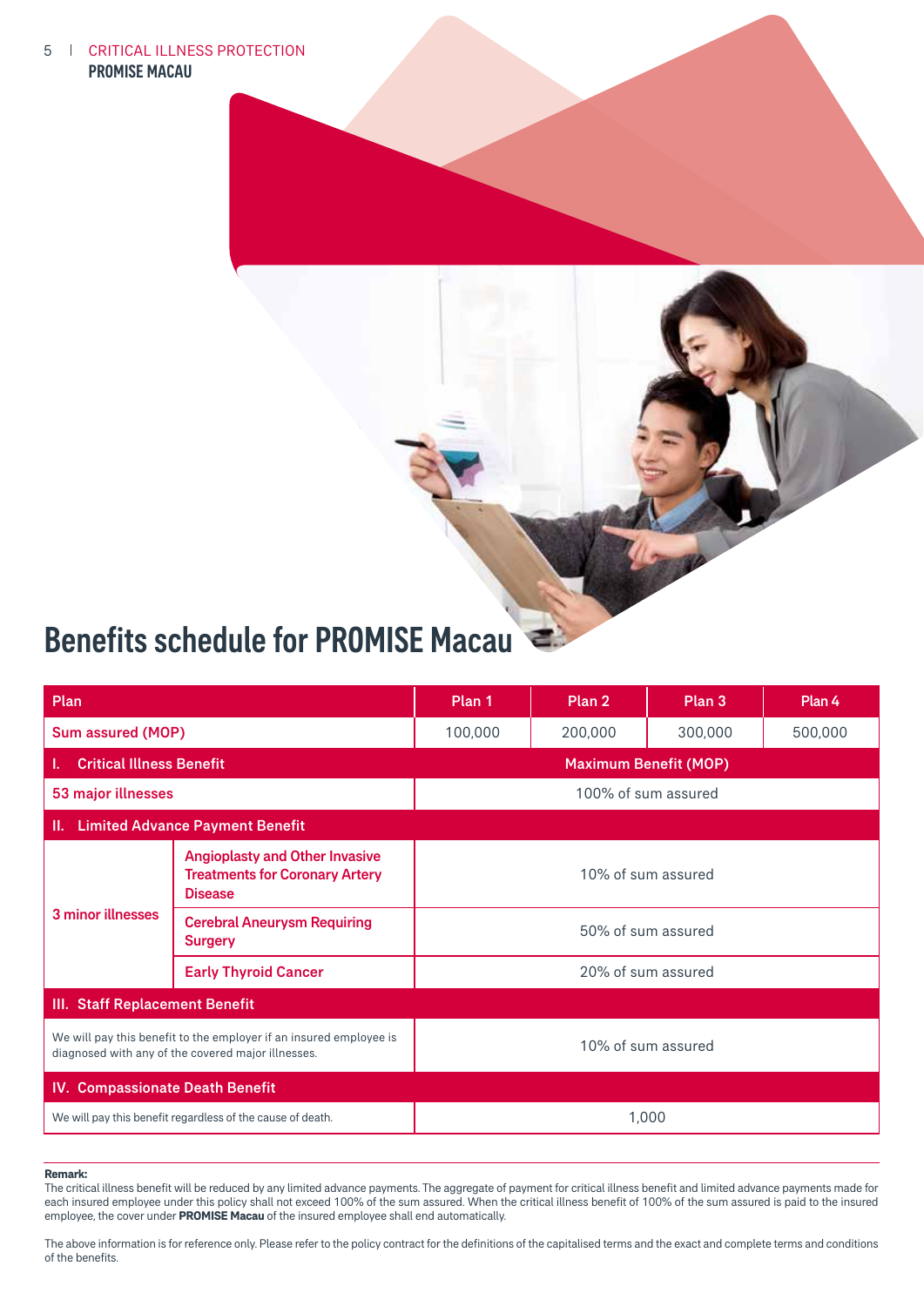# Benefits schedule for PROMISE Macau

| Plan | | Plan 1 | Plan 2 | Plan 3 | Plan 4 |
|---|---|---|---|---|---|
| Sum assured (MOP) | | 100,000 | 200,000 | 300,000 | 500,000 |
| **I. Critical Illness Benefit** | | **Maximum Benefit (MOP)** | | | |
| 53 major illnesses | | 100% of sum assured | | | |
| **II. Limited Advance Payment Benefit** | | | | | |
| 3 minor illnesses | Angioplasty and Other Invasive Treatments for Coronary Artery Disease | 10% of sum assured | | | |
| | Cerebral Aneurysm Requiring Surgery | 50% of sum assured | | | |
| | Early Thyroid Cancer | 20% of sum assured | | | |
| **III. Staff Replacement Benefit** | | | | | |
| We will pay this benefit to the employer if an insured employee is diagnosed with any of the covered major illnesses. | | 10% of sum assured | | | |
| **IV. Compassionate Death Benefit** | | | | | |
| We will pay this benefit regardless of the cause of death. | | 1,000 | | | |

**Remark:**

The critical illness benefit will be reduced by any limited advance payments. The aggregate of payment for critical illness benefit and limited advance payments made for each insured employee under this policy shall not exceed 100% of the sum assured. When the critical illness benefit of 100% of the sum assured is paid to the insured employee, the cover under **PROMISE Macau** of the insured employee shall end automatically.

The above information is for reference only. Please refer to the policy contract for the definitions of the capitalised terms and the exact and complete terms and conditions of the benefits.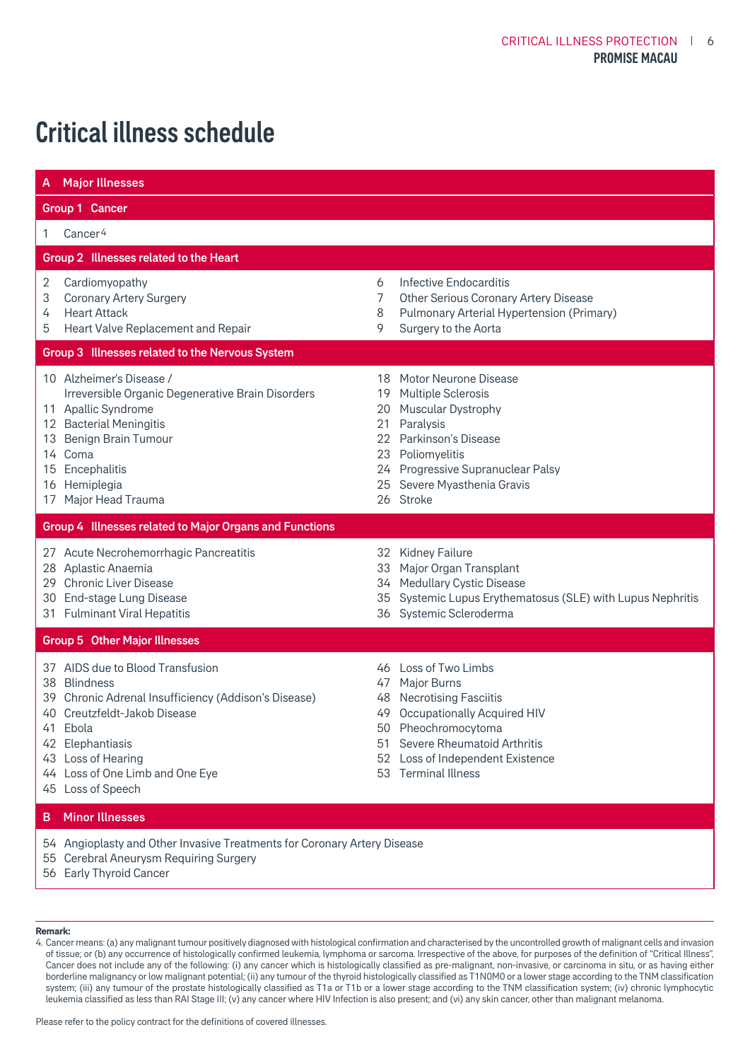# Critical illness schedule

## A Major Illnesses

### Group 1 Cancer

1 Cancer[4]

### Group 2 Illnesses related to the Heart

2 Cardiomyopathy
3 Coronary Artery Surgery
4 Heart Attack
5 Heart Valve Replacement and Repair
6 Infective Endocarditis
7 Other Serious Coronary Artery Disease
8 Pulmonary Arterial Hypertension (Primary)
9 Surgery to the Aorta

### Group 3 Illnesses related to the Nervous System

10 Alzheimer's Disease / Irreversible Organic Degenerative Brain Disorders
11 Apallic Syndrome
12 Bacterial Meningitis
13 Benign Brain Tumour
14 Coma
15 Encephalitis
16 Hemiplegia
17 Major Head Trauma
18 Motor Neurone Disease
19 Multiple Sclerosis
20 Muscular Dystrophy
21 Paralysis
22 Parkinson's Disease
23 Poliomyelitis
24 Progressive Supranuclear Palsy
25 Severe Myasthenia Gravis
26 Stroke

### Group 4 Illnesses related to Major Organs and Functions

27 Acute Necrohemorrhagic Pancreatitis
28 Aplastic Anaemia
29 Chronic Liver Disease
30 End-stage Lung Disease
31 Fulminant Viral Hepatitis
32 Kidney Failure
33 Major Organ Transplant
34 Medullary Cystic Disease
35 Systemic Lupus Erythematosus (SLE) with Lupus Nephritis
36 Systemic Scleroderma

### Group 5 Other Major Illnesses

37 AIDS due to Blood Transfusion
38 Blindness
39 Chronic Adrenal Insufficiency (Addison's Disease)
40 Creutzfeldt-Jakob Disease
41 Ebola
42 Elephantiasis
43 Loss of Hearing
44 Loss of One Limb and One Eye
45 Loss of Speech
46 Loss of Two Limbs
47 Major Burns
48 Necrotising Fasciitis
49 Occupationally Acquired HIV
50 Pheochromocytoma
51 Severe Rheumatoid Arthritis
52 Loss of Independent Existence
53 Terminal Illness

## B Minor Illnesses

54 Angioplasty and Other Invasive Treatments for Coronary Artery Disease
55 Cerebral Aneurysm Requiring Surgery
56 Early Thyroid Cancer

**Remark:**

4. Cancer means: (a) any malignant tumour positively diagnosed with histological confirmation and characterised by the uncontrolled growth of malignant cells and invasion of tissue; or (b) any occurrence of histologically confirmed leukemia, lymphoma or sarcoma. Irrespective of the above, for purposes of the definition of "Critical Illness", Cancer does not include any of the following: (i) any cancer which is histologically classified as pre-malignant, non-invasive, or carcinoma in situ, or as having either borderline malignancy or low malignant potential; (ii) any tumour of the thyroid histologically classified as T1N0M0 or a lower stage according to the TNM classification system; (iii) any tumour of the prostate histologically classified as T1a or T1b or a lower stage according to the TNM classification system; (iv) chronic lymphocytic leukemia classified as less than RAI Stage III; (v) any cancer where HIV Infection is also present; and (vi) any skin cancer, other than malignant melanoma.

Please refer to the policy contract for the definitions of covered illnesses.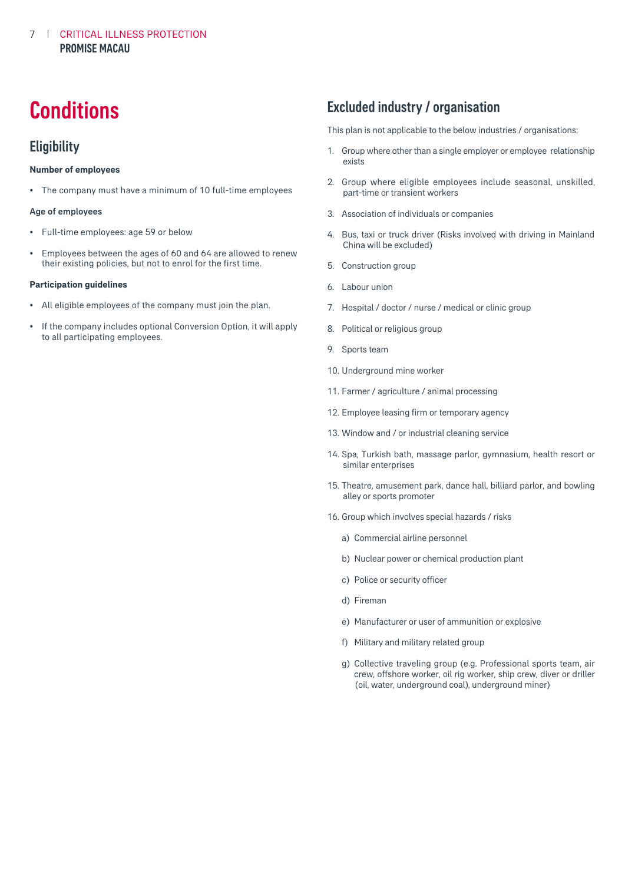# Conditions

## Eligibility

**Number of employees**

- The company must have a minimum of 10 full-time employees

**Age of employees**

- Full-time employees: age 59 or below
- Employees between the ages of 60 and 64 are allowed to renew their existing policies, but not to enrol for the first time.

**Participation guidelines**

- All eligible employees of the company must join the plan.
- If the company includes optional Conversion Option, it will apply to all participating employees.

## Excluded industry / organisation

This plan is not applicable to the below industries / organisations:

1. Group where other than a single employer or employee relationship exists
2. Group where eligible employees include seasonal, unskilled, part-time or transient workers
3. Association of individuals or companies
4. Bus, taxi or truck driver (Risks involved with driving in Mainland China will be excluded)
5. Construction group
6. Labour union
7. Hospital / doctor / nurse / medical or clinic group
8. Political or religious group
9. Sports team
10. Underground mine worker
11. Farmer / agriculture / animal processing
12. Employee leasing firm or temporary agency
13. Window and / or industrial cleaning service
14. Spa, Turkish bath, massage parlor, gymnasium, health resort or similar enterprises
15. Theatre, amusement park, dance hall, billiard parlor, and bowling alley or sports promoter
16. Group which involves special hazards / risks
    a) Commercial airline personnel
    b) Nuclear power or chemical production plant
    c) Police or security officer
    d) Fireman
    e) Manufacturer or user of ammunition or explosive
    f) Military and military related group
    g) Collective traveling group (e.g. Professional sports team, air crew, offshore worker, oil rig worker, ship crew, diver or driller (oil, water, underground coal), underground miner)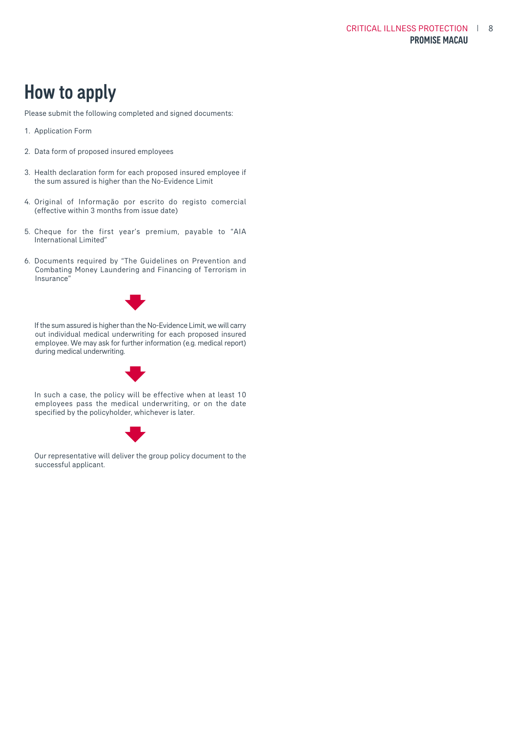# How to apply

Please submit the following completed and signed documents:

1. Application Form
2. Data form of proposed insured employees
3. Health declaration form for each proposed insured employee if the sum assured is higher than the No-Evidence Limit
4. Original of Informação por escrito do registo comercial (effective within 3 months from issue date)
5. Cheque for the first year's premium, payable to "AIA International Limited"
6. Documents required by "The Guidelines on Prevention and Combating Money Laundering and Financing of Terrorism in Insurance"

If the sum assured is higher than the No-Evidence Limit, we will carry out individual medical underwriting for each proposed insured employee. We may ask for further information (e.g. medical report) during medical underwriting.

In such a case, the policy will be effective when at least 10 employees pass the medical underwriting, or on the date specified by the policyholder, whichever is later.

Our representative will deliver the group policy document to the successful applicant.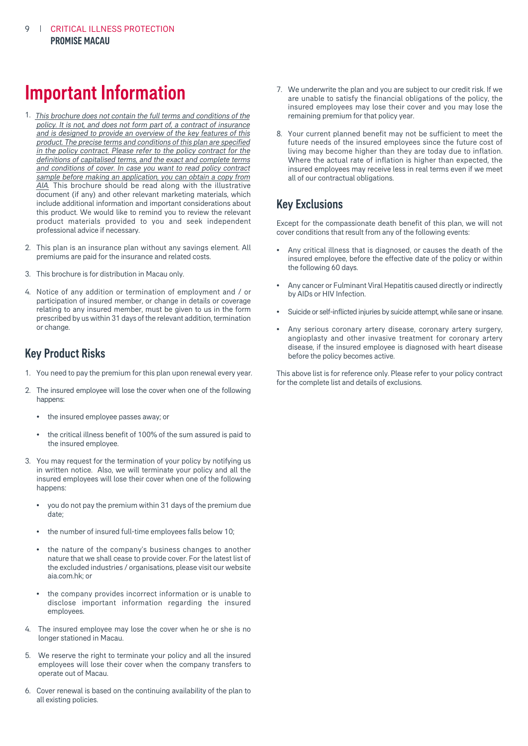# Important Information

1. *This brochure does not contain the full terms and conditions of the policy. It is not, and does not form part of, a contract of insurance and is designed to provide an overview of the key features of this product. The precise terms and conditions of this plan are specified in the policy contract. Please refer to the policy contract for the definitions of capitalised terms, and the exact and complete terms and conditions of cover. In case you want to read policy contract sample before making an application, you can obtain a copy from AIA.* This brochure should be read along with the illustrative document (if any) and other relevant marketing materials, which include additional information and important considerations about this product. We would like to remind you to review the relevant product materials provided to you and seek independent professional advice if necessary.

2. This plan is an insurance plan without any savings element. All premiums are paid for the insurance and related costs.

3. This brochure is for distribution in Macau only.

4. Notice of any addition or termination of employment and / or participation of insured member, or change in details or coverage relating to any insured member, must be given to us in the form prescribed by us within 31 days of the relevant addition, termination or change.

## Key Product Risks

1. You need to pay the premium for this plan upon renewal every year.

2. The insured employee will lose the cover when one of the following happens:
   - the insured employee passes away; or
   - the critical illness benefit of 100% of the sum assured is paid to the insured employee.

3. You may request for the termination of your policy by notifying us in written notice. Also, we will terminate your policy and all the insured employees will lose their cover when one of the following happens:
   - you do not pay the premium within 31 days of the premium due date;
   - the number of insured full-time employees falls below 10;
   - the nature of the company's business changes to another nature that we shall cease to provide cover. For the latest list of the excluded industries / organisations, please visit our website aia.com.hk; or
   - the company provides incorrect information or is unable to disclose important information regarding the insured employees.

4. The insured employee may lose the cover when he or she is no longer stationed in Macau.

5. We reserve the right to terminate your policy and all the insured employees will lose their cover when the company transfers to operate out of Macau.

6. Cover renewal is based on the continuing availability of the plan to all existing policies.

7. We underwrite the plan and you are subject to our credit risk. If we are unable to satisfy the financial obligations of the policy, the insured employees may lose their cover and you may lose the remaining premium for that policy year.

8. Your current planned benefit may not be sufficient to meet the future needs of the insured employees since the future cost of living may become higher than they are today due to inflation. Where the actual rate of inflation is higher than expected, the insured employees may receive less in real terms even if we meet all of our contractual obligations.

## Key Exclusions

Except for the compassionate death benefit of this plan, we will not cover conditions that result from any of the following events:

- Any critical illness that is diagnosed, or causes the death of the insured employee, before the effective date of the policy or within the following 60 days.
- Any cancer or Fulminant Viral Hepatitis caused directly or indirectly by AIDs or HIV Infection.
- Suicide or self-inflicted injuries by suicide attempt, while sane or insane.
- Any serious coronary artery disease, coronary artery surgery, angioplasty and other invasive treatment for coronary artery disease, if the insured employee is diagnosed with heart disease before the policy becomes active.

This above list is for reference only. Please refer to your policy contract for the complete list and details of exclusions.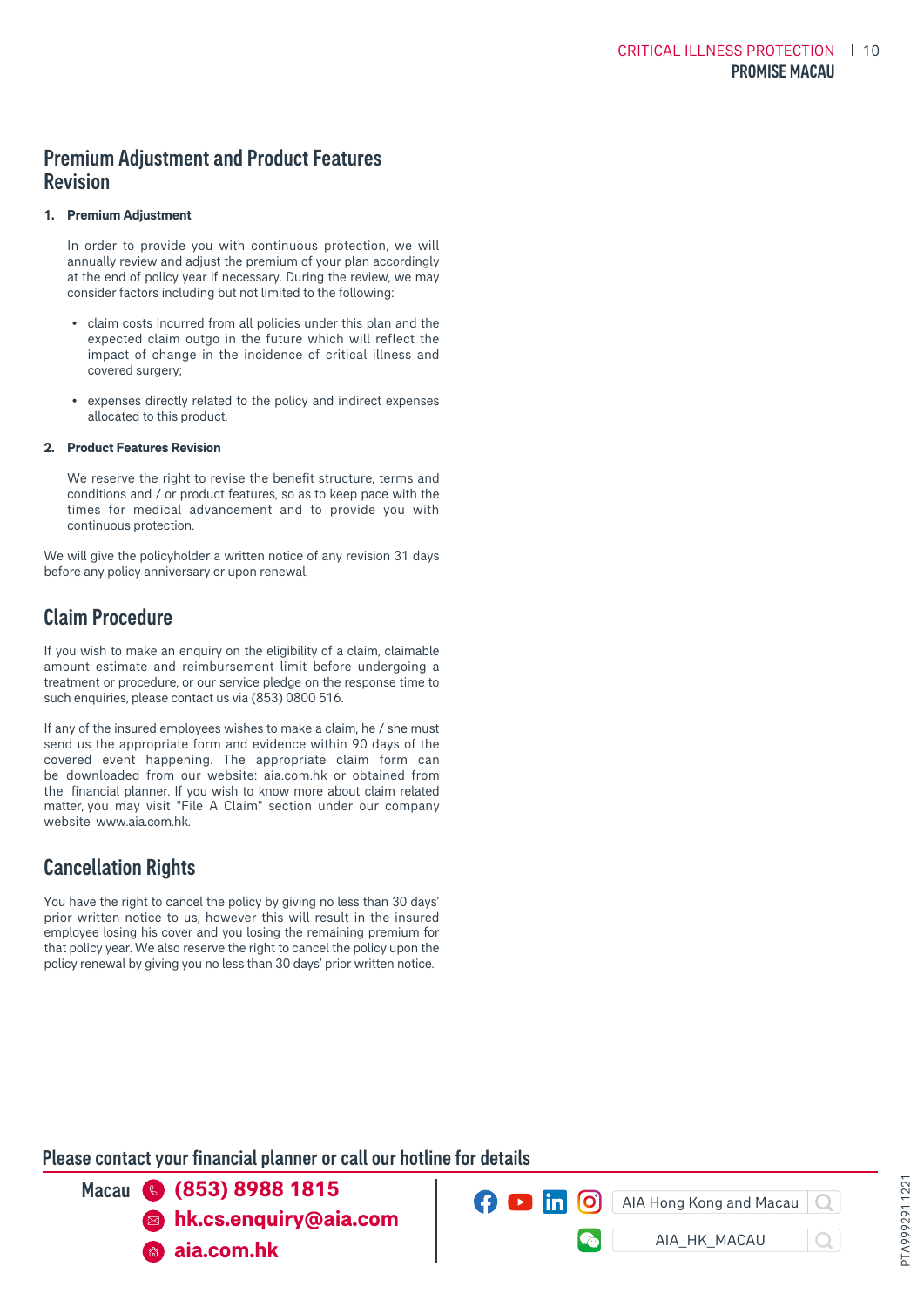## Premium Adjustment and Product Features Revision

1. **Premium Adjustment**

   In order to provide you with continuous protection, we will annually review and adjust the premium of your plan accordingly at the end of policy year if necessary. During the review, we may consider factors including but not limited to the following:

   - claim costs incurred from all policies under this plan and the expected claim outgo in the future which will reflect the impact of change in the incidence of critical illness and covered surgery;
   - expenses directly related to the policy and indirect expenses allocated to this product.

2. **Product Features Revision**

   We reserve the right to revise the benefit structure, terms and conditions and / or product features, so as to keep pace with the times for medical advancement and to provide you with continuous protection.

We will give the policyholder a written notice of any revision 31 days before any policy anniversary or upon renewal.

## Claim Procedure

If you wish to make an enquiry on the eligibility of a claim, claimable amount estimate and reimbursement limit before undergoing a treatment or procedure, or our service pledge on the response time to such enquiries, please contact us via (853) 0800 516.

If any of the insured employees wishes to make a claim, he / she must send us the appropriate form and evidence within 90 days of the covered event happening. The appropriate claim form can be downloaded from our website: aia.com.hk or obtained from the financial planner. If you wish to know more about claim related matter, you may visit "File A Claim" section under our company website www.aia.com.hk.

## Cancellation Rights

You have the right to cancel the policy by giving no less than 30 days' prior written notice to us, however this will result in the insured employee losing his cover and you losing the remaining premium for that policy year. We also reserve the right to cancel the policy upon the policy renewal by giving you no less than 30 days' prior written notice.

**Please contact your financial planner or call our hotline for details**

Macau
- **(853) 8988 1815**
- **hk.cs.enquiry@aia.com**
- **aia.com.hk**

AIA Hong Kong and Macau

AIA_HK_MACAU

PTA999291.1221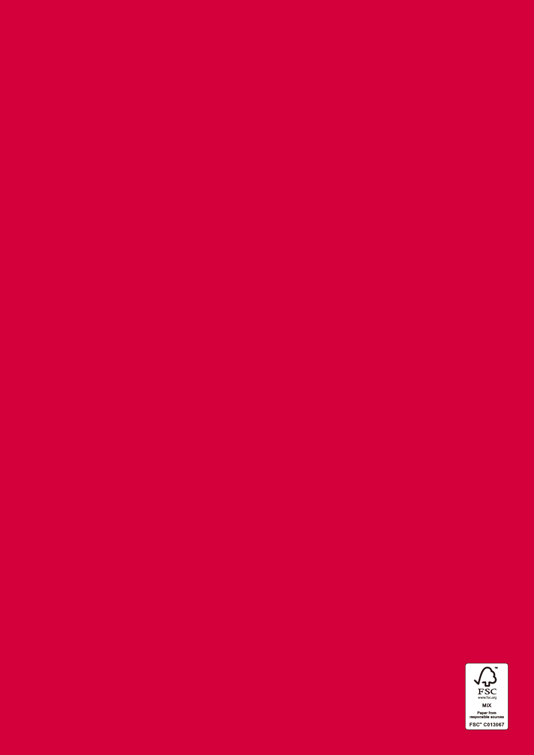FSC

www.fsc.org

MIX

Paper from responsible sources

FSC™ C013067